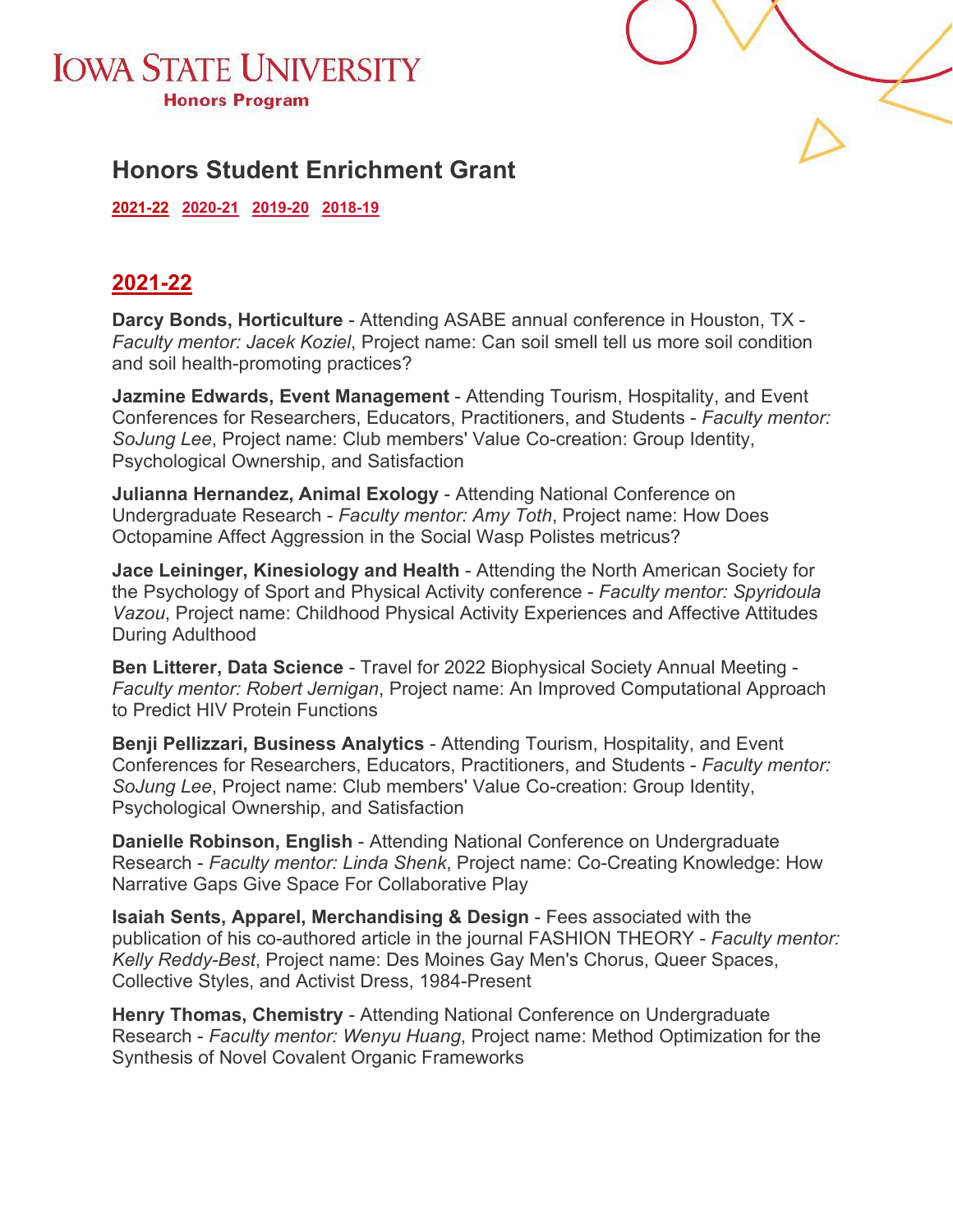IOWA STATE UNIVERSITY
Honors Program

# Honors Student Enrichment Grant

[2021-22](#) [2020-21](#) [2019-20](#) [2018-19](#)

## 2021-22

**Darcy Bonds, Horticulture** - Attending ASABE annual conference in Houston, TX - *Faculty mentor: Jacek Koziel*, Project name: Can soil smell tell us more soil condition and soil health-promoting practices?

**Jazmine Edwards, Event Management** - Attending Tourism, Hospitality, and Event Conferences for Researchers, Educators, Practitioners, and Students - *Faculty mentor: SoJung Lee*, Project name: Club members' Value Co-creation: Group Identity, Psychological Ownership, and Satisfaction

**Julianna Hernandez, Animal Exology** - Attending National Conference on Undergraduate Research - *Faculty mentor: Amy Toth*, Project name: How Does Octopamine Affect Aggression in the Social Wasp Polistes metricus?

**Jace Leininger, Kinesiology and Health** - Attending the North American Society for the Psychology of Sport and Physical Activity conference - *Faculty mentor: Spyridoula Vazou*, Project name: Childhood Physical Activity Experiences and Affective Attitudes During Adulthood

**Ben Litterer, Data Science** - Travel for 2022 Biophysical Society Annual Meeting - *Faculty mentor: Robert Jernigan*, Project name: An Improved Computational Approach to Predict HIV Protein Functions

**Benji Pellizzari, Business Analytics** - Attending Tourism, Hospitality, and Event Conferences for Researchers, Educators, Practitioners, and Students - *Faculty mentor: SoJung Lee*, Project name: Club members' Value Co-creation: Group Identity, Psychological Ownership, and Satisfaction

**Danielle Robinson, English** - Attending National Conference on Undergraduate Research - *Faculty mentor: Linda Shenk*, Project name: Co-Creating Knowledge: How Narrative Gaps Give Space For Collaborative Play

**Isaiah Sents, Apparel, Merchandising & Design** - Fees associated with the publication of his co-authored article in the journal FASHION THEORY - *Faculty mentor: Kelly Reddy-Best*, Project name: Des Moines Gay Men's Chorus, Queer Spaces, Collective Styles, and Activist Dress, 1984-Present

**Henry Thomas, Chemistry** - Attending National Conference on Undergraduate Research - *Faculty mentor: Wenyu Huang*, Project name: Method Optimization for the Synthesis of Novel Covalent Organic Frameworks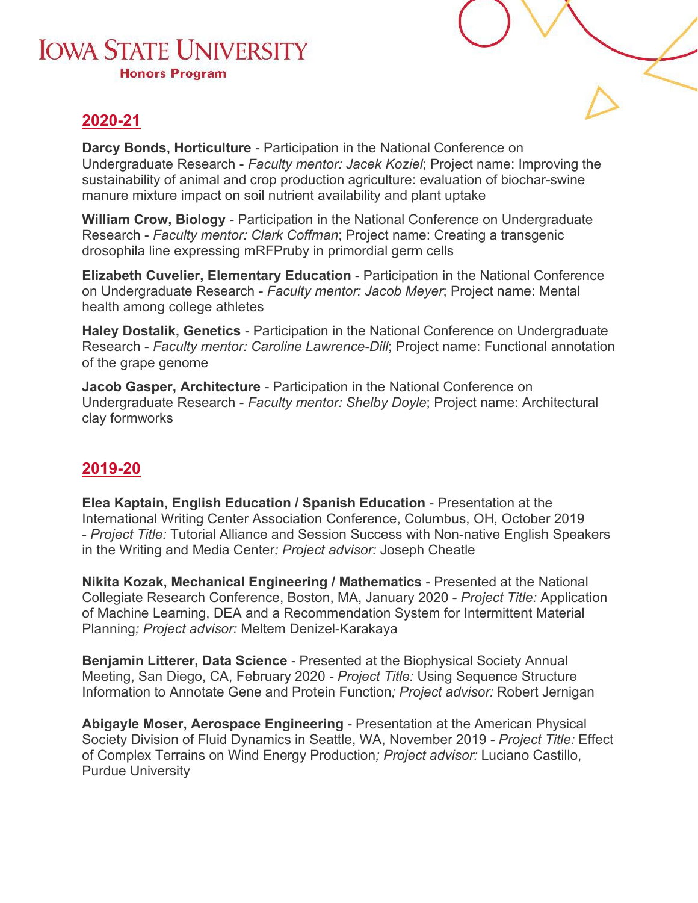## 2020-21

**Darcy Bonds, Horticulture** - Participation in the National Conference on Undergraduate Research - *Faculty mentor: Jacek Koziel*; Project name: Improving the sustainability of animal and crop production agriculture: evaluation of biochar-swine manure mixture impact on soil nutrient availability and plant uptake

**William Crow, Biology** - Participation in the National Conference on Undergraduate Research - *Faculty mentor: Clark Coffman*; Project name: Creating a transgenic drosophila line expressing mRFPruby in primordial germ cells

**Elizabeth Cuvelier, Elementary Education** - Participation in the National Conference on Undergraduate Research - *Faculty mentor: Jacob Meyer*; Project name: Mental health among college athletes

**Haley Dostalik, Genetics** - Participation in the National Conference on Undergraduate Research - *Faculty mentor: Caroline Lawrence-Dill*; Project name: Functional annotation of the grape genome

**Jacob Gasper, Architecture** - Participation in the National Conference on Undergraduate Research - *Faculty mentor: Shelby Doyle*; Project name: Architectural clay formworks

## 2019-20

**Elea Kaptain, English Education / Spanish Education** - Presentation at the International Writing Center Association Conference, Columbus, OH, October 2019 - *Project Title:* Tutorial Alliance and Session Success with Non-native English Speakers in the Writing and Media Center*; Project advisor:* Joseph Cheatle

**Nikita Kozak, Mechanical Engineering / Mathematics** - Presented at the National Collegiate Research Conference, Boston, MA, January 2020 - *Project Title:* Application of Machine Learning, DEA and a Recommendation System for Intermittent Material Planning*; Project advisor:* Meltem Denizel-Karakaya

**Benjamin Litterer, Data Science** - Presented at the Biophysical Society Annual Meeting, San Diego, CA, February 2020 - *Project Title:* Using Sequence Structure Information to Annotate Gene and Protein Function*; Project advisor:* Robert Jernigan

**Abigayle Moser, Aerospace Engineering** - Presentation at the American Physical Society Division of Fluid Dynamics in Seattle, WA, November 2019 - *Project Title:* Effect of Complex Terrains on Wind Energy Production*; Project advisor:* Luciano Castillo, Purdue University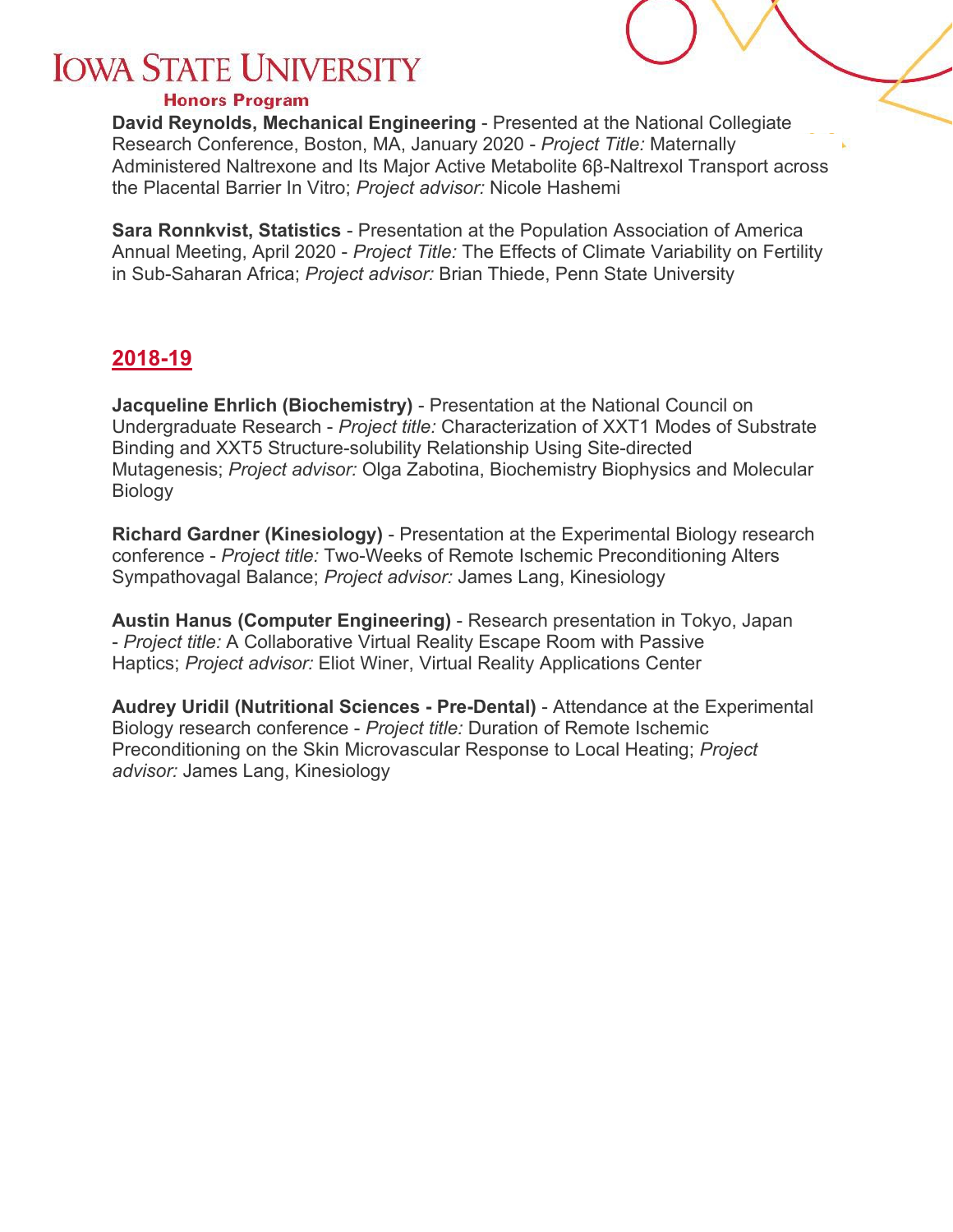**David Reynolds, Mechanical Engineering** - Presented at the National Collegiate Research Conference, Boston, MA, January 2020 - *Project Title:* Maternally Administered Naltrexone and Its Major Active Metabolite 6β-Naltrexol Transport across the Placental Barrier In Vitro; *Project advisor:* Nicole Hashemi

**Sara Ronnkvist, Statistics** - Presentation at the Population Association of America Annual Meeting, April 2020 - *Project Title:* The Effects of Climate Variability on Fertility in Sub-Saharan Africa; *Project advisor:* Brian Thiede, Penn State University

## 2018-19

**Jacqueline Ehrlich (Biochemistry)** - Presentation at the National Council on Undergraduate Research - *Project title:* Characterization of XXT1 Modes of Substrate Binding and XXT5 Structure-solubility Relationship Using Site-directed Mutagenesis; *Project advisor:* Olga Zabotina, Biochemistry Biophysics and Molecular Biology

**Richard Gardner (Kinesiology)** - Presentation at the Experimental Biology research conference - *Project title:* Two-Weeks of Remote Ischemic Preconditioning Alters Sympathovagal Balance; *Project advisor:* James Lang, Kinesiology

**Austin Hanus (Computer Engineering)** - Research presentation in Tokyo, Japan - *Project title:* A Collaborative Virtual Reality Escape Room with Passive Haptics; *Project advisor:* Eliot Winer, Virtual Reality Applications Center

**Audrey Uridil (Nutritional Sciences - Pre-Dental)** - Attendance at the Experimental Biology research conference - *Project title:* Duration of Remote Ischemic Preconditioning on the Skin Microvascular Response to Local Heating; *Project advisor:* James Lang, Kinesiology